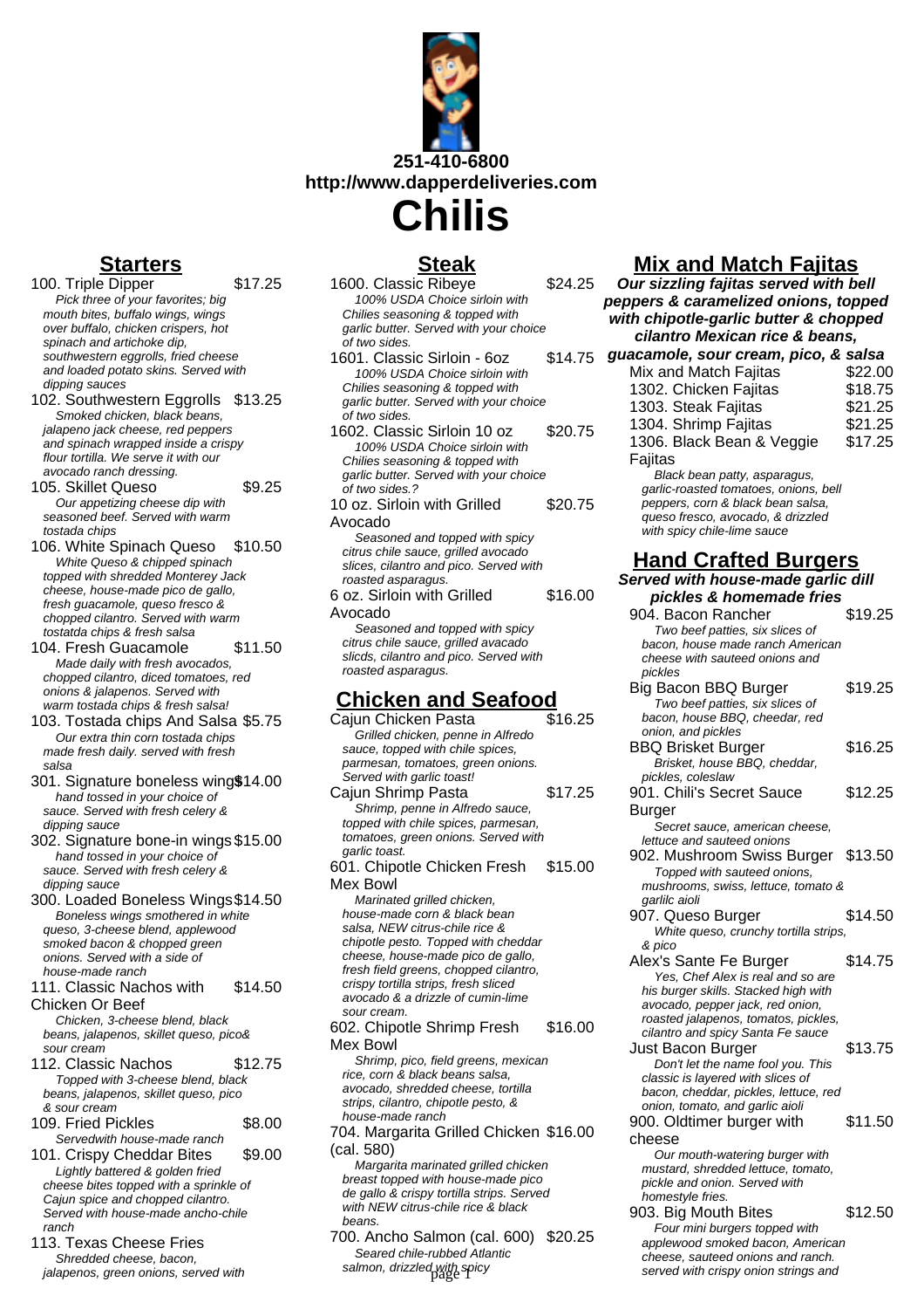**251-410-6800**
**http://www.dapperdeliveries.com**

# Chilis

## Starters

100. Triple Dipper $17.25
*Pick three of your favorites; big mouth bites, buffalo wings, wings over buffalo, chicken crispers, hot spinach and artichoke dip, southwestern eggrolls, fried cheese and loaded potato skins. Served with dipping sauces*

102. Southwestern Eggrolls $13.25
*Smoked chicken, black beans, jalapeno jack cheese, red peppers and spinach wrapped inside a crispy flour tortilla. We serve it with our avocado ranch dressing.*

105. Skillet Queso $9.25
*Our appetizing cheese dip with seasoned beef. Served with warm tostada chips*

106. White Spinach Queso $10.50
*White Queso & chipped spinach topped with shredded Monterey Jack cheese, house-made pico de gallo, fresh guacamole, queso fresco & chopped cilantro. Served with warm tostatda chips & fresh salsa*

104. Fresh Guacamole $11.50
*Made daily with fresh avocados, chopped cilantro, diced tomatoes, red onions & jalapenos. Served with warm tostada chips & fresh salsa!*

103. Tostada chips And Salsa $5.75
*Our extra thin corn tostada chips made fresh daily. served with fresh salsa*

301. Signature boneless wings $14.00
*hand tossed in your choice of sauce. Served with fresh celery & dipping sauce*

302. Signature bone-in wings $15.00
*hand tossed in your choice of sauce. Served with fresh celery & dipping sauce*

300. Loaded Boneless Wings $14.50
*Boneless wings smothered in white queso, 3-cheese blend, applewood smoked bacon & chopped green onions. Served with a side of house-made ranch*

111. Classic Nachos with Chicken Or Beef $14.50
*Chicken, 3-cheese blend, black beans, jalapenos, skillet queso, pico& sour cream*

112. Classic Nachos $12.75
*Topped with 3-cheese blend, black beans, jalapenos, skillet queso, pico & sour cream*

109. Fried Pickles $8.00
*Servedwith house-made ranch*

101. Crispy Cheddar Bites $9.00
*Lightly battered & golden fried cheese bites topped with a sprinkle of Cajun spice and chopped cilantro. Served with house-made ancho-chile ranch*

113. Texas Cheese Fries
*Shredded cheese, bacon, jalapenos, green onions, served with*

## Steak

1600. Classic Ribeye $24.25
*100% USDA Choice sirloin with Chilies seasoning & topped with garlic butter. Served with your choice of two sides.*

1601. Classic Sirloin - 6oz $14.75
*100% USDA Choice sirloin with Chilies seasoning & topped with garlic butter. Served with your choice of two sides.*

1602. Classic Sirloin 10 oz $20.75
*100% USDA Choice sirloin with Chilies seasoning & topped with garlic butter. Served with your choice of two sides.?*

10 oz. Sirloin with Grilled Avocado $20.75
*Seasoned and topped with spicy citrus chile sauce, grilled avocado slices, cilantro and pico. Served with roasted asparagus.*

6 oz. Sirloin with Grilled Avocado $16.00
*Seasoned and topped with spicy citrus chile sauce, grilled avacado slicds, cilantro and pico. Served with roasted asparagus.*

## Chicken and Seafood

Cajun Chicken Pasta $16.25
*Grilled chicken, penne in Alfredo sauce, topped with chile spices, parmesan, tomatoes, green onions. Served with garlic toast!*

Cajun Shrimp Pasta $17.25
*Shrimp, penne in Alfredo sauce, topped with chile spices, parmesan, tomatoes, green onions. Served with garlic toast.*

601. Chipotle Chicken Fresh Mex Bowl $15.00
*Marinated grilled chicken, house-made corn & black bean salsa, NEW citrus-chile rice & chipotle pesto. Topped with cheddar cheese, house-made pico de gallo, fresh field greens, chopped cilantro, crispy tortilla strips, fresh sliced avocado & a drizzle of cumin-lime sour cream.*

602. Chipotle Shrimp Fresh Mex Bowl $16.00
*Shrimp, pico, field greens, mexican rice, corn & black beans salsa, avocado, shredded cheese, tortilla strips, cilantro, chipotle pesto, & house-made ranch*

704. Margarita Grilled Chicken (cal. 580) $16.00
*Margarita marinated grilled chicken breast topped with house-made pico de gallo & crispy tortilla strips. Served with NEW citrus-chile rice & black beans.*

700. Ancho Salmon (cal. 600) $20.25
*Seared chile-rubbed Atlantic salmon, drizzled with spicy*

## Mix and Match Fajitas

***Our sizzling fajitas served with bell peppers & caramelized onions, topped with chipotle-garlic butter & chopped cilantro Mexican rice & beans, guacamole, sour cream, pico, & salsa***

Mix and Match Fajitas $22.00

1302. Chicken Fajitas $18.75

1303. Steak Fajitas $21.25

1304. Shrimp Fajitas $21.25

1306. Black Bean & Veggie Fajitas $17.25
*Black bean patty, asparagus, garlic-roasted tomatoes, onions, bell peppers, corn & black bean salsa, queso fresco, avocado, & drizzled with spicy chile-lime sauce*

## Hand Crafted Burgers

***Served with house-made garlic dill pickles & homemade fries***

904. Bacon Rancher $19.25
*Two beef patties, six slices of bacon, house made ranch American cheese with sauteed onions and pickles*

Big Bacon BBQ Burger $19.25
*Two beef patties, six slices of bacon, house BBQ, cheedar, red onion, and pickles*

BBQ Brisket Burger $16.25
*Brisket, house BBQ, cheddar, pickles, coleslaw*

901. Chili's Secret Sauce Burger $12.25
*Secret sauce, american cheese, lettuce and sauteed onions*

902. Mushroom Swiss Burger $13.50
*Topped with sauteed onions, mushrooms, swiss, lettuce, tomato & garlilc aioli*

907. Queso Burger $14.50
*White queso, crunchy tortilla strips, & pico*

Alex's Sante Fe Burger $14.75
*Yes, Chef Alex is real and so are his burger skills. Stacked high with avocado, pepper jack, red onion, roasted jalapenos, tomatos, pickles, cilantro and spicy Santa Fe sauce*

Just Bacon Burger $13.75
*Don't let the name fool you. This classic is layered with slices of bacon, cheddar, pickles, lettuce, red onion, tomato, and garlic aioli*

900. Oldtimer burger with cheese $11.50
*Our mouth-watering burger with mustard, shredded lettuce, tomato, pickle and onion. Served with homestyle fries.*

903. Big Mouth Bites $12.50
*Four mini burgers topped with applewood smoked bacon, American cheese, sauteed onions and ranch. served with crispy onion strings and*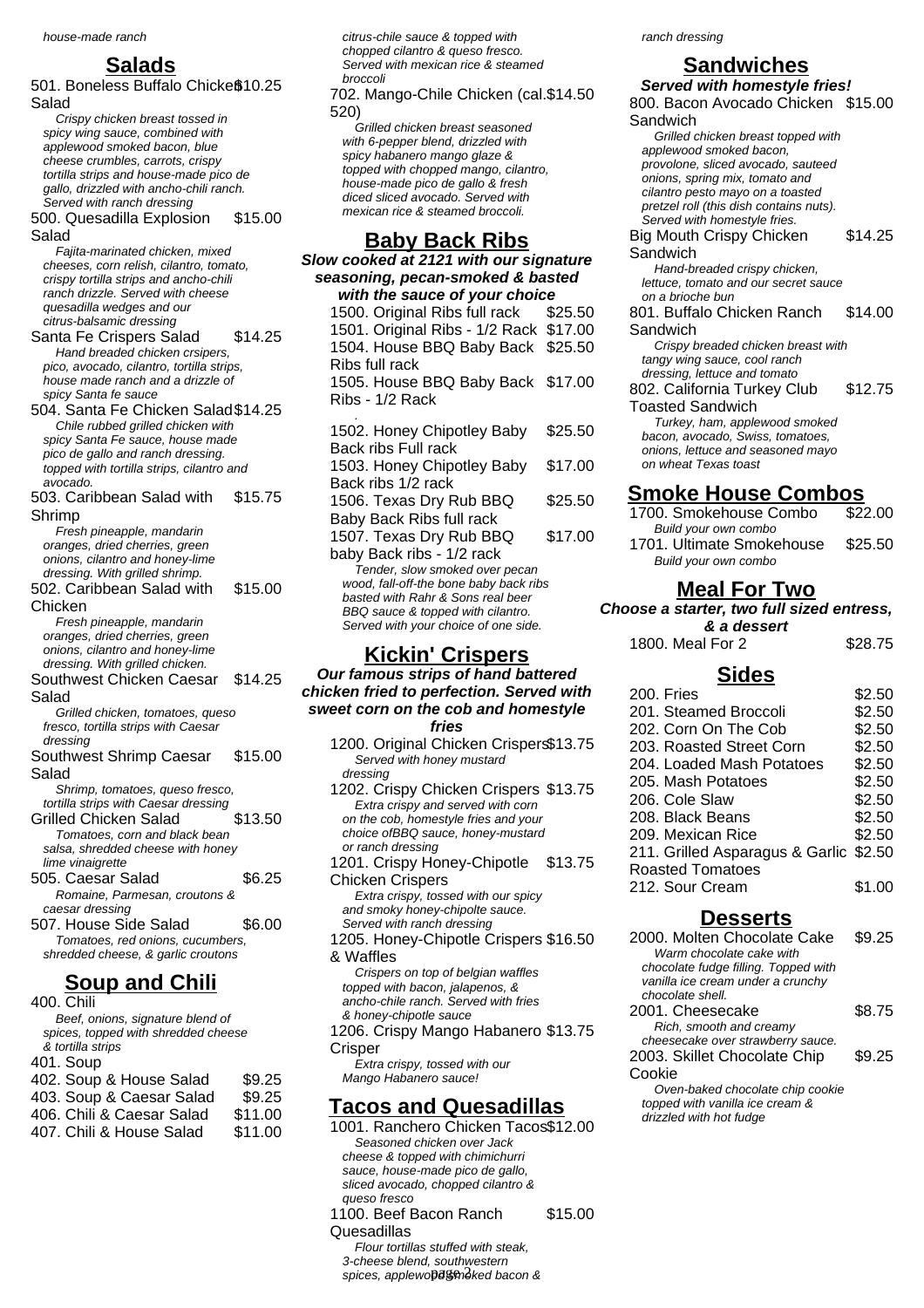*house-made ranch*

## Salads

**501. Boneless Buffalo Chicken Salad** — $10.25
*Crispy chicken breast tossed in spicy wing sauce, combined with applewood smoked bacon, blue cheese crumbles, carrots, crispy tortilla strips and house-made pico de gallo, drizzled with ancho-chili ranch. Served with ranch dressing*

**500. Quesadilla Explosion Salad** — $15.00
*Fajita-marinated chicken, mixed cheeses, corn relish, cilantro, tomato, crispy tortilla strips and ancho-chili ranch drizzle. Served with cheese quesadilla wedges and our citrus-balsamic dressing*

**Santa Fe Crispers Salad** — $14.25
*Hand breaded chicken crsipers, pico, avocado, cilantro, tortilla strips, house made ranch and a drizzle of spicy Santa fe sauce*

**504. Santa Fe Chicken Salad** — $14.25
*Chile rubbed grilled chicken with spicy Santa Fe sauce, house made pico de gallo and ranch dressing. topped with tortilla strips, cilantro and avocado.*

**503. Caribbean Salad with Shrimp** — $15.75
*Fresh pineapple, mandarin oranges, dried cherries, green onions, cilantro and honey-lime dressing. With grilled shrimp.*

**502. Caribbean Salad with Chicken** — $15.00
*Fresh pineapple, mandarin oranges, dried cherries, green onions, cilantro and honey-lime dressing. With grilled chicken.*

**Southwest Chicken Caesar Salad** — $14.25
*Grilled chicken, tomatoes, queso fresco, tortilla strips with Caesar dressing*

**Southwest Shrimp Caesar Salad** — $15.00
*Shrimp, tomatoes, queso fresco, tortilla strips with Caesar dressing*

**Grilled Chicken Salad** — $13.50
*Tomatoes, corn and black bean salsa, shredded cheese with honey lime vinaigrette*

**505. Caesar Salad** — $6.25
*Romaine, Parmesan, croutons & caesar dressing*

**507. House Side Salad** — $6.00
*Tomatoes, red onions, cucumbers, shredded cheese, & garlic croutons*

## Soup and Chili

**400. Chili**
*Beef, onions, signature blend of spices, topped with shredded cheese & tortilla strips*

**401. Soup**

| Item | Price |
|---|---|
| 402. Soup & House Salad | $9.25 |
| 403. Soup & Caesar Salad | $9.25 |
| 406. Chili & Caesar Salad | $11.00 |
| 407. Chili & House Salad | $11.00 |

*citrus-chile sauce & topped with chopped cilantro & queso fresco. Served with mexican rice & steamed broccoli*

**702. Mango-Chile Chicken (cal. 520)** — $14.50
*Grilled chicken breast seasoned with 6-pepper blend, drizzled with spicy habanero mango glaze & topped with chopped mango, cilantro, house-made pico de gallo & fresh diced sliced avocado. Served with mexican rice & steamed broccoli.*

## Baby Back Ribs

**Slow cooked at 2121 with our signature seasoning, pecan-smoked & basted with the sauce of your choice**

| Item | Price |
|---|---|
| 1500. Original Ribs full rack | $25.50 |
| 1501. Original Ribs - 1/2 Rack | $17.00 |
| 1504. House BBQ Baby Back Ribs full rack | $25.50 |
| 1505. House BBQ Baby Back Ribs - 1/2 Rack | $17.00 |
| 1502. Honey Chipotley Baby Back ribs Full rack | $25.50 |
| 1503. Honey Chipotley Baby Back ribs 1/2 rack | $17.00 |
| 1506. Texas Dry Rub BBQ Baby Back Ribs full rack | $25.50 |
| 1507. Texas Dry Rub BBQ baby Back ribs - 1/2 rack | $17.00 |

*Tender, slow smoked over pecan wood, fall-off-the bone baby back ribs basted with Rahr & Sons real beer BBQ sauce & topped with cilantro. Served with your choice of one side.*

## Kickin' Crispers

**Our famous strips of hand battered chicken fried to perfection. Served with sweet corn on the cob and homestyle fries**

**1200. Original Chicken Crispers** — $13.75
*Served with honey mustard dressing*

**1202. Crispy Chicken Crispers** — $13.75
*Extra crispy and served with corn on the cob, homestyle fries and your choice ofBBQ sauce, honey-mustard or ranch dressing*

**1201. Crispy Honey-Chipotle Chicken Crispers** — $13.75
*Extra crispy, tossed with our spicy and smoky honey-chipolte sauce. Served with ranch dressing*

**1205. Honey-Chipotle Crispers & Waffles** — $16.50
*Crispers on top of belgian waffles topped with bacon, jalapenos, & ancho-chile ranch. Served with fries & honey-chipotle sauce*

**1206. Crispy Mango Habanero Crisper** — $13.75
*Extra crispy, tossed with our Mango Habanero sauce!*

## Tacos and Quesadillas

**1001. Ranchero Chicken Tacos** — $12.00
*Seasoned chicken over Jack cheese & topped with chimichurri sauce, house-made pico de gallo, sliced avocado, chopped cilantro & queso fresco*

**1100. Beef Bacon Ranch Quesadillas** — $15.00
*Flour tortillas stuffed with steak, 3-cheese blend, southwestern spices, applewood smoked bacon & ranch dressing*

## Sandwiches

**Served with homestyle fries!**

**800. Bacon Avocado Chicken Sandwich** — $15.00
*Grilled chicken breast topped with applewood smoked bacon, provolone, sliced avocado, sauteed onions, spring mix, tomato and cilantro pesto mayo on a toasted pretzel roll (this dish contains nuts). Served with homestyle fries.*

**Big Mouth Crispy Chicken Sandwich** — $14.25
*Hand-breaded crispy chicken, lettuce, tomato and our secret sauce on a brioche bun*

**801. Buffalo Chicken Ranch Sandwich** — $14.00
*Crispy breaded chicken breast with tangy wing sauce, cool ranch dressing, lettuce and tomato*

**802. California Turkey Club Toasted Sandwich** — $12.75
*Turkey, ham, applewood smoked bacon, avocado, Swiss, tomatoes, onions, lettuce and seasoned mayo on wheat Texas toast*

## Smoke House Combos

**1700. Smokehouse Combo** — $22.00
*Build your own combo*

**1701. Ultimate Smokehouse** — $25.50
*Build your own combo*

## Meal For Two

**Choose a starter, two full sized entress, & a dessert**

**1800. Meal For 2** — $28.75

## Sides

| Item | Price |
|---|---|
| 200. Fries | $2.50 |
| 201. Steamed Broccoli | $2.50 |
| 202. Corn On The Cob | $2.50 |
| 203. Roasted Street Corn | $2.50 |
| 204. Loaded Mash Potatoes | $2.50 |
| 205. Mash Potatoes | $2.50 |
| 206. Cole Slaw | $2.50 |
| 208. Black Beans | $2.50 |
| 209. Mexican Rice | $2.50 |
| 211. Grilled Asparagus & Garlic Roasted Tomatoes | $2.50 |
| 212. Sour Cream | $1.00 |

## Desserts

**2000. Molten Chocolate Cake** — $9.25
*Warm chocolate cake with chocolate fudge filling. Topped with vanilla ice cream under a crunchy chocolate shell.*

**2001. Cheesecake** — $8.75
*Rich, smooth and creamy cheesecake over strawberry sauce.*

**2003. Skillet Chocolate Chip Cookie** — $9.25
*Oven-baked chocolate chip cookie topped with vanilla ice cream & drizzled with hot fudge*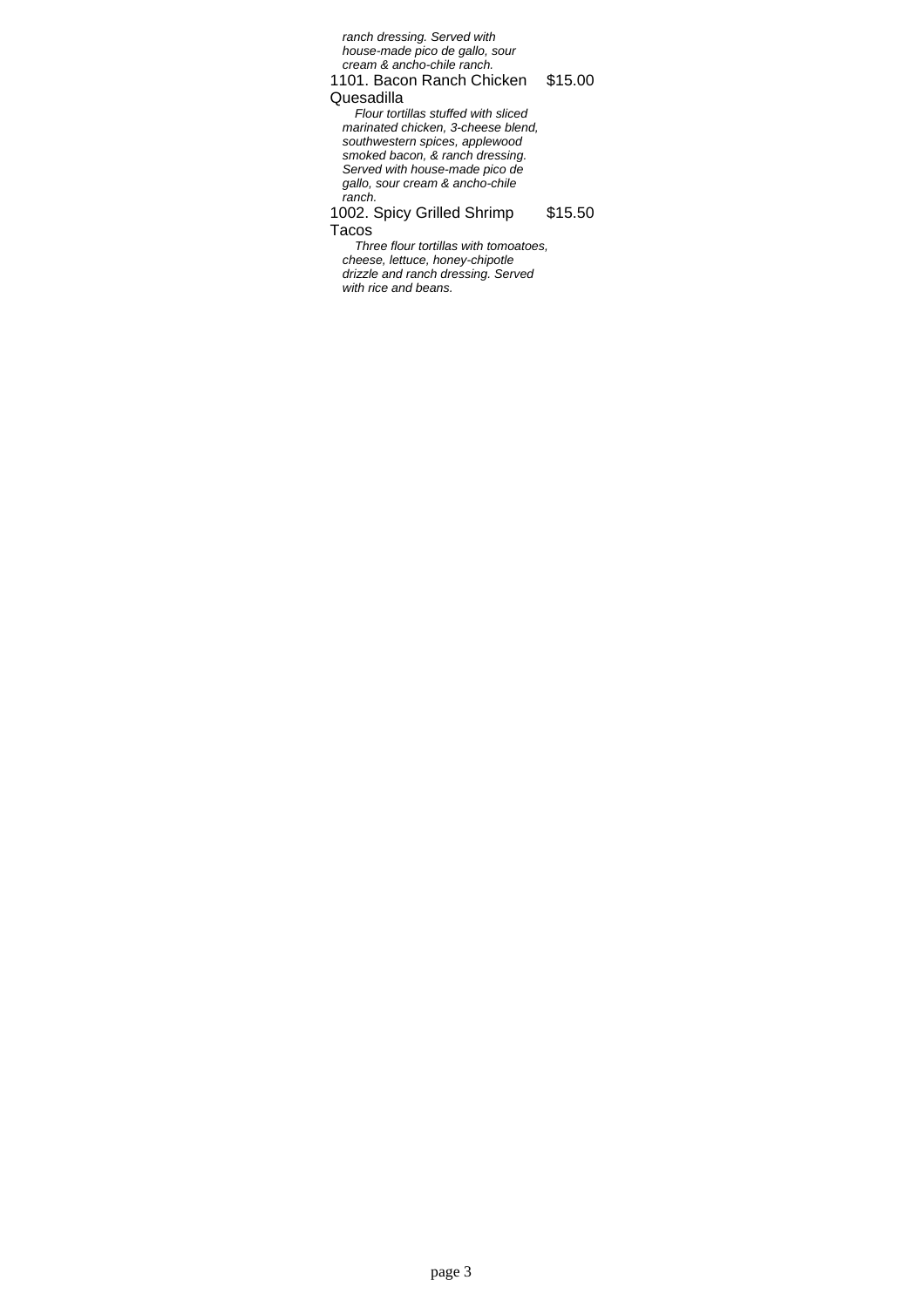*ranch dressing. Served with house-made pico de gallo, sour cream & ancho-chile ranch.*

1101. Bacon Ranch Chicken Quesadilla — $15.00

*Flour tortillas stuffed with sliced marinated chicken, 3-cheese blend, southwestern spices, applewood smoked bacon, & ranch dressing. Served with house-made pico de gallo, sour cream & ancho-chile ranch.*

1002. Spicy Grilled Shrimp Tacos — $15.50

*Three flour tortillas with tomoatoes, cheese, lettuce, honey-chipotle drizzle and ranch dressing. Served with rice and beans.*